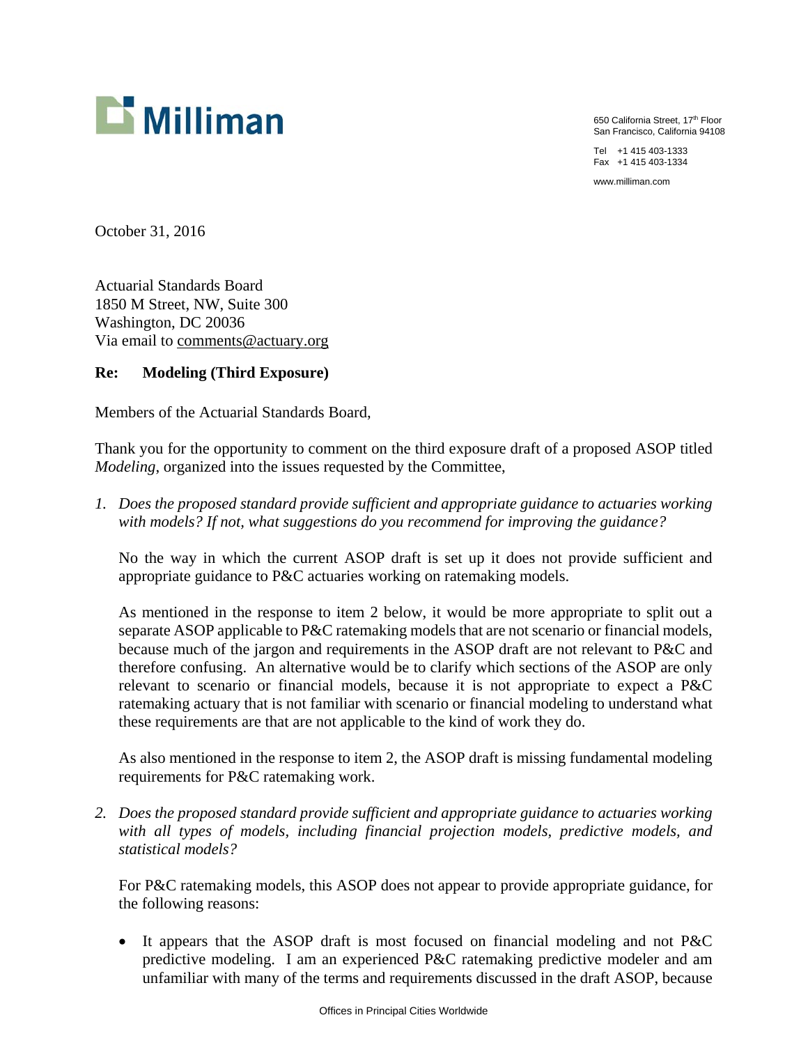**Milliman**

650 California Street, 17th Floor
San Francisco, California 94108

Tel +1 415 403-1333
Fax +1 415 403-1334

www.milliman.com

October 31, 2016

Actuarial Standards Board
1850 M Street, NW, Suite 300
Washington, DC 20036
Via email to comments@actuary.org

**Re: Modeling (Third Exposure)**

Members of the Actuarial Standards Board,

Thank you for the opportunity to comment on the third exposure draft of a proposed ASOP titled *Modeling*, organized into the issues requested by the Committee,

1. *Does the proposed standard provide sufficient and appropriate guidance to actuaries working with models? If not, what suggestions do you recommend for improving the guidance?*

   No the way in which the current ASOP draft is set up it does not provide sufficient and appropriate guidance to P&C actuaries working on ratemaking models.

   As mentioned in the response to item 2 below, it would be more appropriate to split out a separate ASOP applicable to P&C ratemaking models that are not scenario or financial models, because much of the jargon and requirements in the ASOP draft are not relevant to P&C and therefore confusing. An alternative would be to clarify which sections of the ASOP are only relevant to scenario or financial models, because it is not appropriate to expect a P&C ratemaking actuary that is not familiar with scenario or financial modeling to understand what these requirements are that are not applicable to the kind of work they do.

   As also mentioned in the response to item 2, the ASOP draft is missing fundamental modeling requirements for P&C ratemaking work.

2. *Does the proposed standard provide sufficient and appropriate guidance to actuaries working with all types of models, including financial projection models, predictive models, and statistical models?*

   For P&C ratemaking models, this ASOP does not appear to provide appropriate guidance, for the following reasons:

   - It appears that the ASOP draft is most focused on financial modeling and not P&C predictive modeling. I am an experienced P&C ratemaking predictive modeler and am unfamiliar with many of the terms and requirements discussed in the draft ASOP, because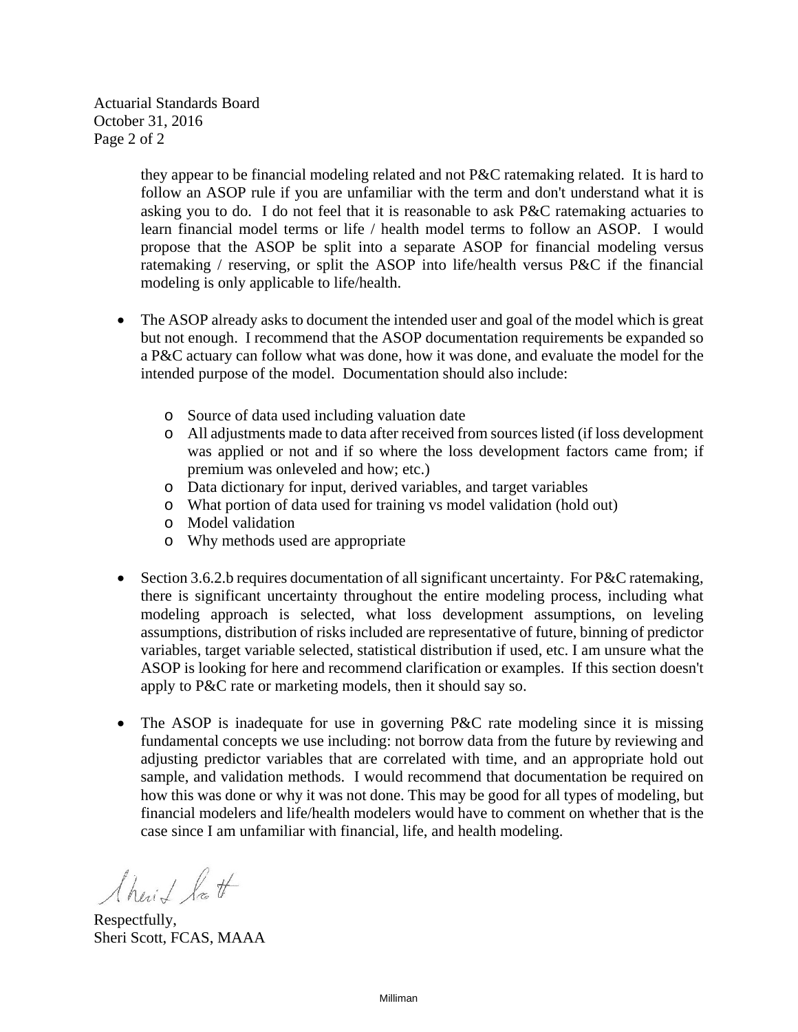they appear to be financial modeling related and not P&C ratemaking related. It is hard to follow an ASOP rule if you are unfamiliar with the term and don't understand what it is asking you to do. I do not feel that it is reasonable to ask P&C ratemaking actuaries to learn financial model terms or life / health model terms to follow an ASOP. I would propose that the ASOP be split into a separate ASOP for financial modeling versus ratemaking / reserving, or split the ASOP into life/health versus P&C if the financial modeling is only applicable to life/health.

- The ASOP already asks to document the intended user and goal of the model which is great but not enough. I recommend that the ASOP documentation requirements be expanded so a P&C actuary can follow what was done, how it was done, and evaluate the model for the intended purpose of the model. Documentation should also include:
  - Source of data used including valuation date
  - All adjustments made to data after received from sources listed (if loss development was applied or not and if so where the loss development factors came from; if premium was onleveled and how; etc.)
  - Data dictionary for input, derived variables, and target variables
  - What portion of data used for training vs model validation (hold out)
  - Model validation
  - Why methods used are appropriate

- Section 3.6.2.b requires documentation of all significant uncertainty. For P&C ratemaking, there is significant uncertainty throughout the entire modeling process, including what modeling approach is selected, what loss development assumptions, on leveling assumptions, distribution of risks included are representative of future, binning of predictor variables, target variable selected, statistical distribution if used, etc. I am unsure what the ASOP is looking for here and recommend clarification or examples. If this section doesn't apply to P&C rate or marketing models, then it should say so.

- The ASOP is inadequate for use in governing P&C rate modeling since it is missing fundamental concepts we use including: not borrow data from the future by reviewing and adjusting predictor variables that are correlated with time, and an appropriate hold out sample, and validation methods. I would recommend that documentation be required on how this was done or why it was not done. This may be good for all types of modeling, but financial modelers and life/health modelers would have to comment on whether that is the case since I am unfamiliar with financial, life, and health modeling.

Respectfully,
Sheri Scott, FCAS, MAAA